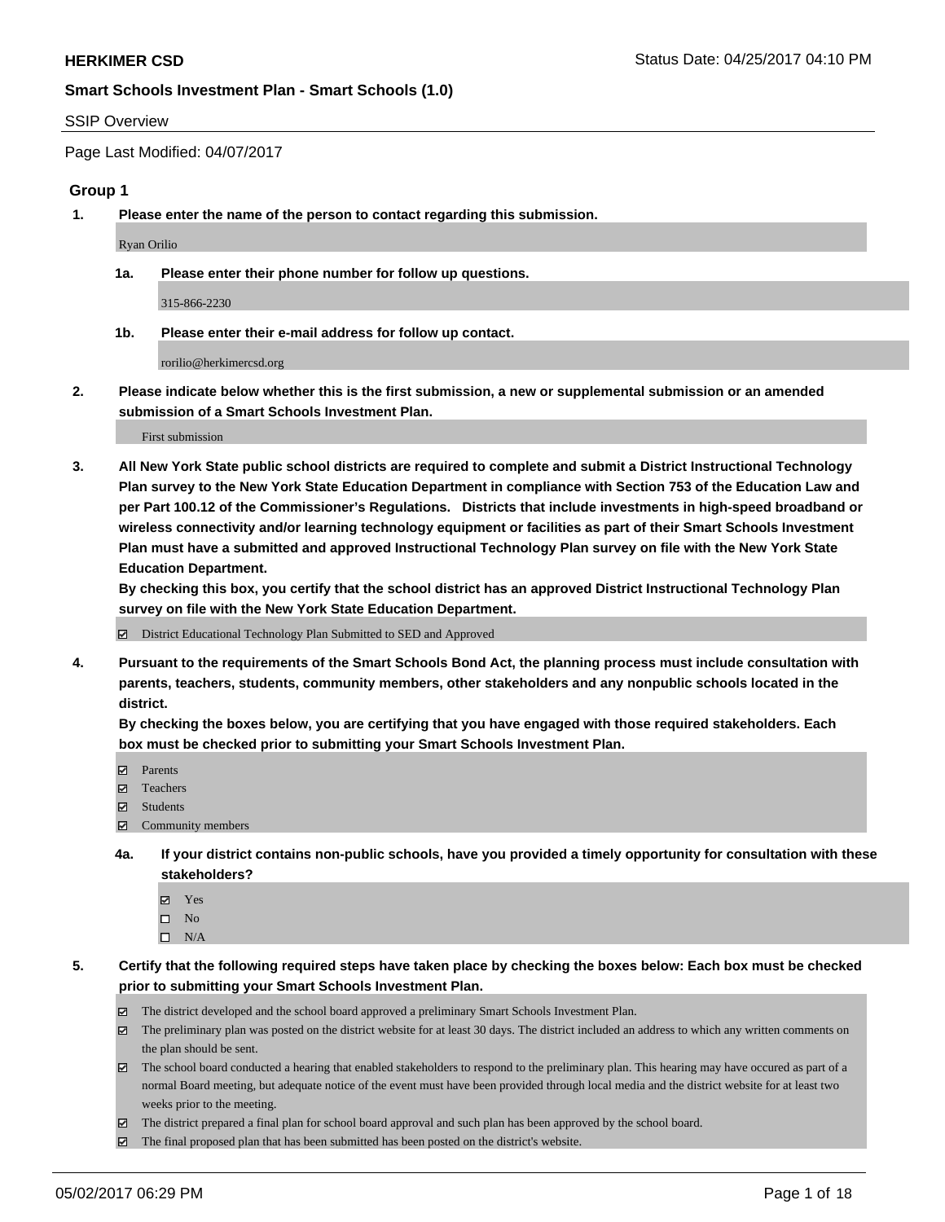**HERKIMER CSD** Status Date: 04/25/2017 04:10 PM

**Smart Schools Investment Plan - Smart Schools (1.0)**

SSIP Overview

Page Last Modified: 04/07/2017

## Group 1

**1. Please enter the name of the person to contact regarding this submission.**

Ryan Orilio

**1a. Please enter their phone number for follow up questions.**

315-866-2230

**1b. Please enter their e-mail address for follow up contact.**

rorilio@herkimercsd.org

**2. Please indicate below whether this is the first submission, a new or supplemental submission or an amended submission of a Smart Schools Investment Plan.**

First submission

**3. All New York State public school districts are required to complete and submit a District Instructional Technology Plan survey to the New York State Education Department in compliance with Section 753 of the Education Law and per Part 100.12 of the Commissioner's Regulations. Districts that include investments in high-speed broadband or wireless connectivity and/or learning technology equipment or facilities as part of their Smart Schools Investment Plan must have a submitted and approved Instructional Technology Plan survey on file with the New York State Education Department.**
**By checking this box, you certify that the school district has an approved District Instructional Technology Plan survey on file with the New York State Education Department.**

☑ District Educational Technology Plan Submitted to SED and Approved

**4. Pursuant to the requirements of the Smart Schools Bond Act, the planning process must include consultation with parents, teachers, students, community members, other stakeholders and any nonpublic schools located in the district.**
**By checking the boxes below, you are certifying that you have engaged with those required stakeholders. Each box must be checked prior to submitting your Smart Schools Investment Plan.**

- ☑ Parents
- ☑ Teachers
- ☑ Students
- ☑ Community members

**4a. If your district contains non-public schools, have you provided a timely opportunity for consultation with these stakeholders?**

- ☑ Yes
- ☐ No
- ☐ N/A

**5. Certify that the following required steps have taken place by checking the boxes below: Each box must be checked prior to submitting your Smart Schools Investment Plan.**

- ☑ The district developed and the school board approved a preliminary Smart Schools Investment Plan.
- ☑ The preliminary plan was posted on the district website for at least 30 days. The district included an address to which any written comments on the plan should be sent.
- ☑ The school board conducted a hearing that enabled stakeholders to respond to the preliminary plan. This hearing may have occured as part of a normal Board meeting, but adequate notice of the event must have been provided through local media and the district website for at least two weeks prior to the meeting.
- ☑ The district prepared a final plan for school board approval and such plan has been approved by the school board.
- ☑ The final proposed plan that has been submitted has been posted on the district's website.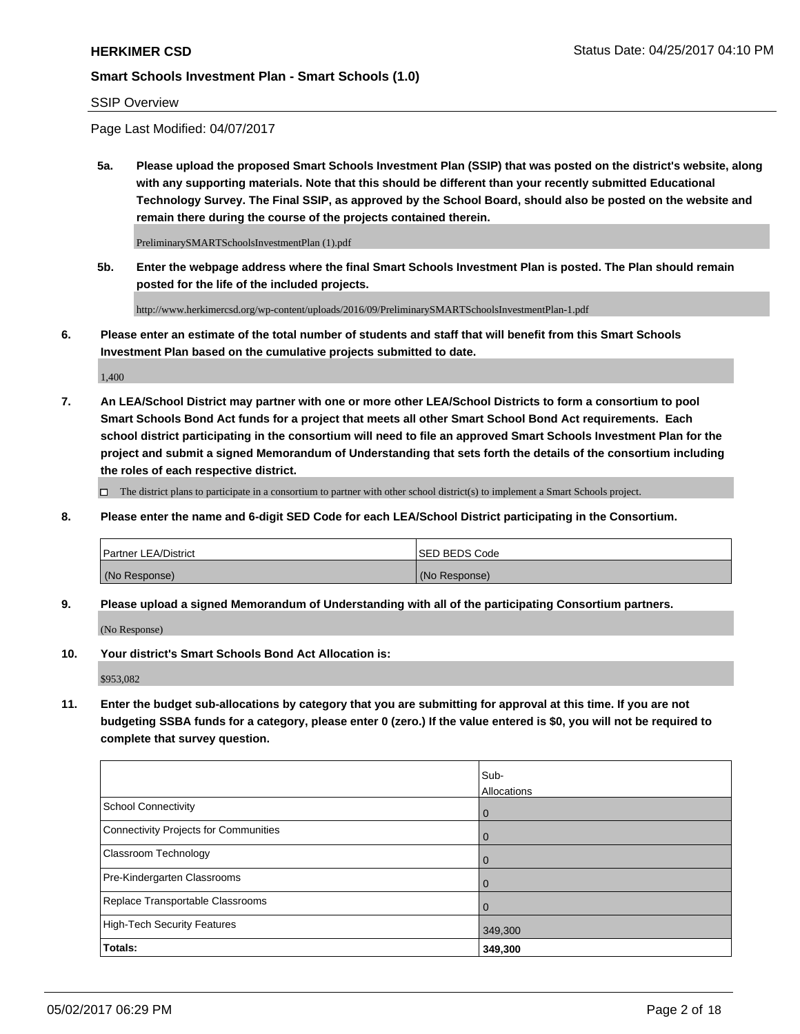SSIP Overview

Page Last Modified: 04/07/2017

**5a. Please upload the proposed Smart Schools Investment Plan (SSIP) that was posted on the district's website, along with any supporting materials. Note that this should be different than your recently submitted Educational Technology Survey. The Final SSIP, as approved by the School Board, should also be posted on the website and remain there during the course of the projects contained therein.**

PreliminarySMARTSchoolsInvestmentPlan (1).pdf

**5b. Enter the webpage address where the final Smart Schools Investment Plan is posted. The Plan should remain posted for the life of the included projects.**

http://www.herkimercsd.org/wp-content/uploads/2016/09/PreliminarySMARTSchoolsInvestmentPlan-1.pdf

**6. Please enter an estimate of the total number of students and staff that will benefit from this Smart Schools Investment Plan based on the cumulative projects submitted to date.**

1,400

**7. An LEA/School District may partner with one or more other LEA/School Districts to form a consortium to pool Smart Schools Bond Act funds for a project that meets all other Smart School Bond Act requirements. Each school district participating in the consortium will need to file an approved Smart Schools Investment Plan for the project and submit a signed Memorandum of Understanding that sets forth the details of the consortium including the roles of each respective district.**

☐ The district plans to participate in a consortium to partner with other school district(s) to implement a Smart Schools project.

**8. Please enter the name and 6-digit SED Code for each LEA/School District participating in the Consortium.**

| Partner LEA/District | SED BEDS Code |
| --- | --- |
| (No Response) | (No Response) |

**9. Please upload a signed Memorandum of Understanding with all of the participating Consortium partners.**

(No Response)

**10. Your district's Smart Schools Bond Act Allocation is:**

$953,082

**11. Enter the budget sub-allocations by category that you are submitting for approval at this time. If you are not budgeting SSBA funds for a category, please enter 0 (zero.) If the value entered is $0, you will not be required to complete that survey question.**

| | Sub-Allocations |
| --- | --- |
| School Connectivity | 0 |
| Connectivity Projects for Communities | 0 |
| Classroom Technology | 0 |
| Pre-Kindergarten Classrooms | 0 |
| Replace Transportable Classrooms | 0 |
| High-Tech Security Features | 349,300 |
| **Totals:** | **349,300** |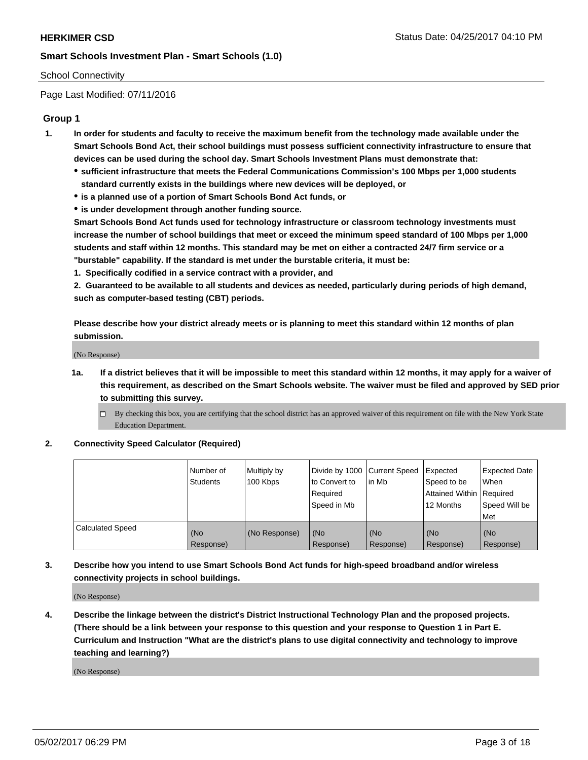School Connectivity

Page Last Modified: 07/11/2016

## Group 1

1. **In order for students and faculty to receive the maximum benefit from the technology made available under the Smart Schools Bond Act, their school buildings must possess sufficient connectivity infrastructure to ensure that devices can be used during the school day. Smart Schools Investment Plans must demonstrate that:**
   - **sufficient infrastructure that meets the Federal Communications Commission's 100 Mbps per 1,000 students standard currently exists in the buildings where new devices will be deployed, or**
   - **is a planned use of a portion of Smart Schools Bond Act funds, or**
   - **is under development through another funding source.**

   **Smart Schools Bond Act funds used for technology infrastructure or classroom technology investments must increase the number of school buildings that meet or exceed the minimum speed standard of 100 Mbps per 1,000 students and staff within 12 months. This standard may be met on either a contracted 24/7 firm service or a "burstable" capability. If the standard is met under the burstable criteria, it must be:**

   **1. Specifically codified in a service contract with a provider, and**

   **2. Guaranteed to be available to all students and devices as needed, particularly during periods of high demand, such as computer-based testing (CBT) periods.**

   **Please describe how your district already meets or is planning to meet this standard within 12 months of plan submission.**

   (No Response)

   1a. **If a district believes that it will be impossible to meet this standard within 12 months, it may apply for a waiver of this requirement, as described on the Smart Schools website. The waiver must be filed and approved by SED prior to submitting this survey.**

   - [ ] By checking this box, you are certifying that the school district has an approved waiver of this requirement on file with the New York State Education Department.

2. **Connectivity Speed Calculator (Required)**

| | Number of Students | Multiply by 100 Kbps | Divide by 1000 to Convert to Required Speed in Mb | Current Speed in Mb | Expected Speed to be Attained Within 12 Months | Expected Date When Required Speed Will be Met |
|---|---|---|---|---|---|---|
| Calculated Speed | (No Response) | (No Response) | (No Response) | (No Response) | (No Response) | (No Response) |

3. **Describe how you intend to use Smart Schools Bond Act funds for high-speed broadband and/or wireless connectivity projects in school buildings.**

   (No Response)

4. **Describe the linkage between the district's District Instructional Technology Plan and the proposed projects. (There should be a link between your response to this question and your response to Question 1 in Part E. Curriculum and Instruction "What are the district's plans to use digital connectivity and technology to improve teaching and learning?)**

   (No Response)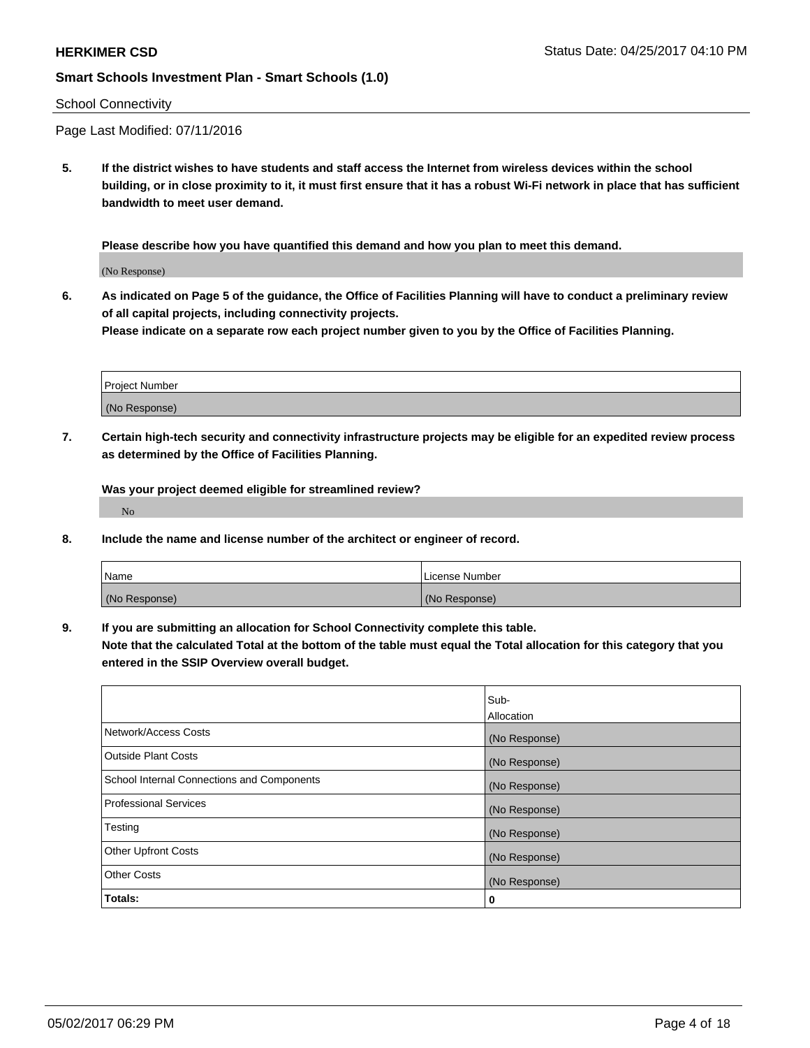School Connectivity

Page Last Modified: 07/11/2016

**5. If the district wishes to have students and staff access the Internet from wireless devices within the school building, or in close proximity to it, it must first ensure that it has a robust Wi-Fi network in place that has sufficient bandwidth to meet user demand.**

**Please describe how you have quantified this demand and how you plan to meet this demand.**

(No Response)

**6. As indicated on Page 5 of the guidance, the Office of Facilities Planning will have to conduct a preliminary review of all capital projects, including connectivity projects.**
**Please indicate on a separate row each project number given to you by the Office of Facilities Planning.**

| Project Number |
| --- |
| (No Response) |

**7. Certain high-tech security and connectivity infrastructure projects may be eligible for an expedited review process as determined by the Office of Facilities Planning.**

**Was your project deemed eligible for streamlined review?**

No

**8. Include the name and license number of the architect or engineer of record.**

| Name | License Number |
| --- | --- |
| (No Response) | (No Response) |

**9. If you are submitting an allocation for School Connectivity complete this table.**
**Note that the calculated Total at the bottom of the table must equal the Total allocation for this category that you entered in the SSIP Overview overall budget.**

| | Sub-Allocation |
| --- | --- |
| Network/Access Costs | (No Response) |
| Outside Plant Costs | (No Response) |
| School Internal Connections and Components | (No Response) |
| Professional Services | (No Response) |
| Testing | (No Response) |
| Other Upfront Costs | (No Response) |
| Other Costs | (No Response) |
| **Totals:** | **0** |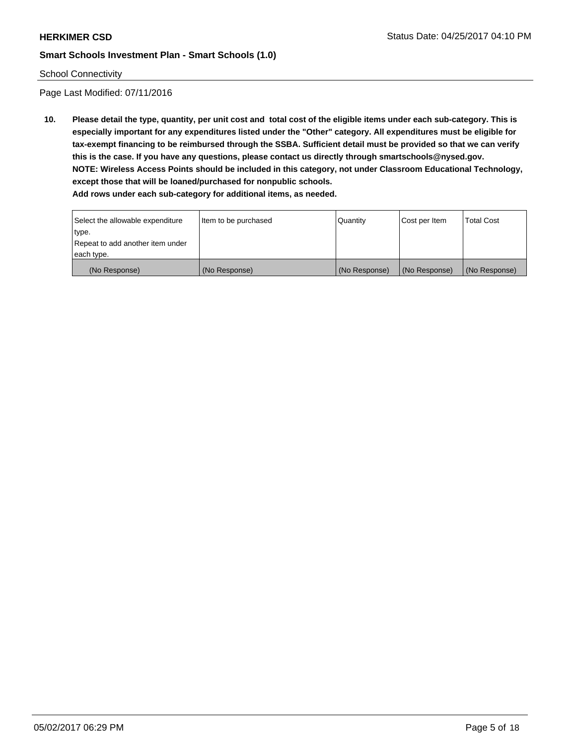School Connectivity

Page Last Modified: 07/11/2016

**10. Please detail the type, quantity, per unit cost and total cost of the eligible items under each sub-category. This is especially important for any expenditures listed under the "Other" category. All expenditures must be eligible for tax-exempt financing to be reimbursed through the SSBA. Sufficient detail must be provided so that we can verify this is the case. If you have any questions, please contact us directly through smartschools@nysed.gov.**
**NOTE: Wireless Access Points should be included in this category, not under Classroom Educational Technology, except those that will be loaned/purchased for nonpublic schools.**
**Add rows under each sub-category for additional items, as needed.**

| Select the allowable expenditure type. Repeat to add another item under each type. | Item to be purchased | Quantity | Cost per Item | Total Cost |
|---|---|---|---|---|
| (No Response) | (No Response) | (No Response) | (No Response) | (No Response) |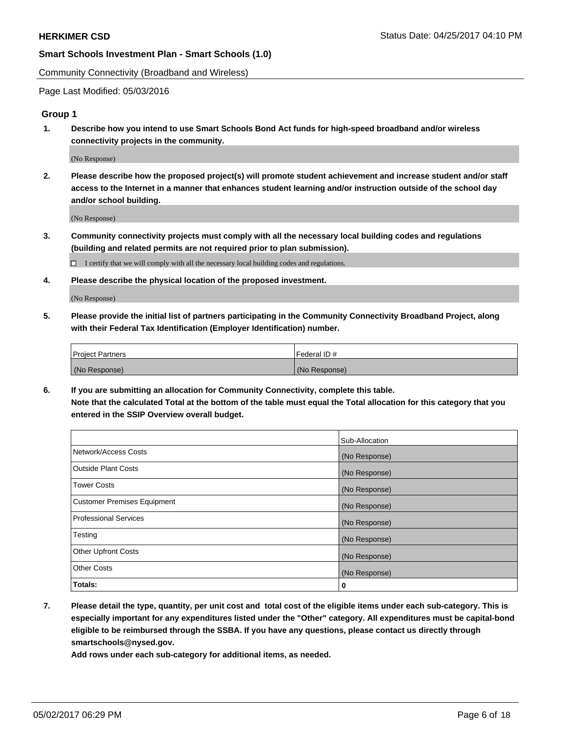Community Connectivity (Broadband and Wireless)

Page Last Modified: 05/03/2016

### Group 1

**1. Describe how you intend to use Smart Schools Bond Act funds for high-speed broadband and/or wireless connectivity projects in the community.**

(No Response)

**2. Please describe how the proposed project(s) will promote student achievement and increase student and/or staff access to the Internet in a manner that enhances student learning and/or instruction outside of the school day and/or school building.**

(No Response)

**3. Community connectivity projects must comply with all the necessary local building codes and regulations (building and related permits are not required prior to plan submission).**

☐ I certify that we will comply with all the necessary local building codes and regulations.

**4. Please describe the physical location of the proposed investment.**

(No Response)

**5. Please provide the initial list of partners participating in the Community Connectivity Broadband Project, along with their Federal Tax Identification (Employer Identification) number.**

| Project Partners | Federal ID # |
|---|---|
| (No Response) | (No Response) |

**6. If you are submitting an allocation for Community Connectivity, complete this table. Note that the calculated Total at the bottom of the table must equal the Total allocation for this category that you entered in the SSIP Overview overall budget.**

| | Sub-Allocation |
|---|---|
| Network/Access Costs | (No Response) |
| Outside Plant Costs | (No Response) |
| Tower Costs | (No Response) |
| Customer Premises Equipment | (No Response) |
| Professional Services | (No Response) |
| Testing | (No Response) |
| Other Upfront Costs | (No Response) |
| Other Costs | (No Response) |
| **Totals:** | **0** |

**7. Please detail the type, quantity, per unit cost and total cost of the eligible items under each sub-category. This is especially important for any expenditures listed under the "Other" category. All expenditures must be capital-bond eligible to be reimbursed through the SSBA. If you have any questions, please contact us directly through smartschools@nysed.gov.**

**Add rows under each sub-category for additional items, as needed.**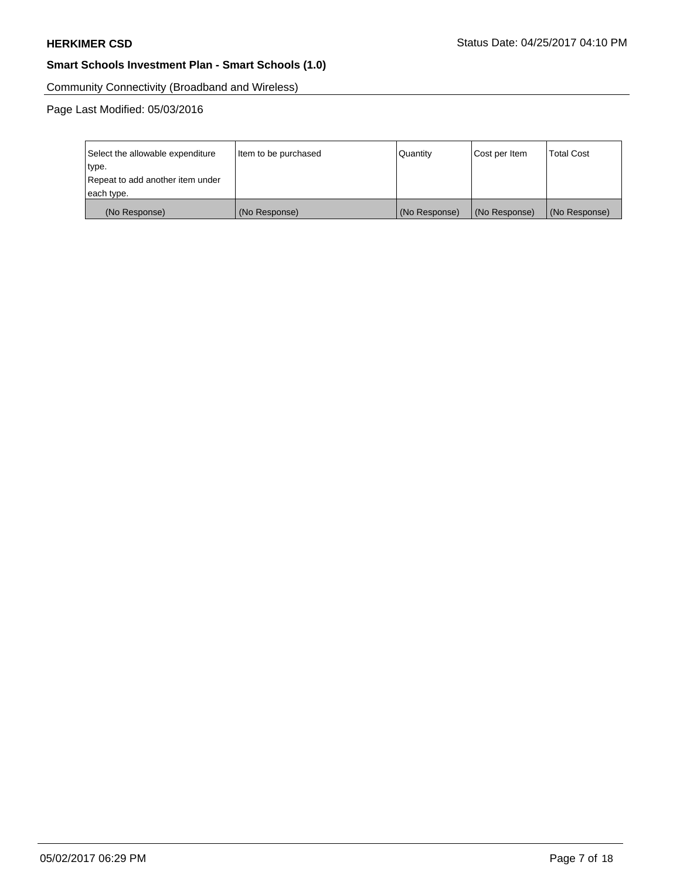Community Connectivity (Broadband and Wireless)

Page Last Modified: 05/03/2016

| Select the allowable expenditure type. Repeat to add another item under each type. | Item to be purchased | Quantity | Cost per Item | Total Cost |
|---|---|---|---|---|
| (No Response) | (No Response) | (No Response) | (No Response) | (No Response) |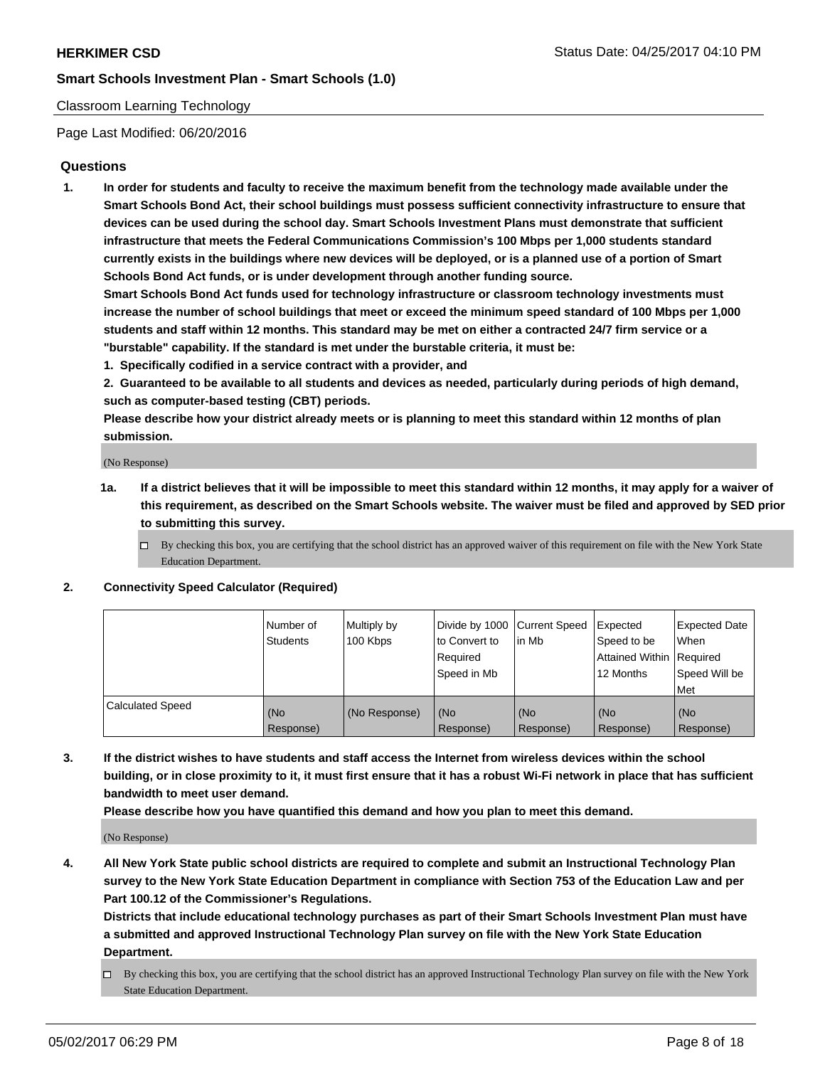## Classroom Learning Technology

Page Last Modified: 06/20/2016

### Questions

1. **In order for students and faculty to receive the maximum benefit from the technology made available under the Smart Schools Bond Act, their school buildings must possess sufficient connectivity infrastructure to ensure that devices can be used during the school day. Smart Schools Investment Plans must demonstrate that sufficient infrastructure that meets the Federal Communications Commission's 100 Mbps per 1,000 students standard currently exists in the buildings where new devices will be deployed, or is a planned use of a portion of Smart Schools Bond Act funds, or is under development through another funding source.**

   **Smart Schools Bond Act funds used for technology infrastructure or classroom technology investments must increase the number of school buildings that meet or exceed the minimum speed standard of 100 Mbps per 1,000 students and staff within 12 months. This standard may be met on either a contracted 24/7 firm service or a "burstable" capability. If the standard is met under the burstable criteria, it must be:**

   **1. Specifically codified in a service contract with a provider, and**

   **2. Guaranteed to be available to all students and devices as needed, particularly during periods of high demand, such as computer-based testing (CBT) periods.**

   **Please describe how your district already meets or is planning to meet this standard within 12 months of plan submission.**

   (No Response)

   **1a. If a district believes that it will be impossible to meet this standard within 12 months, it may apply for a waiver of this requirement, as described on the Smart Schools website. The waiver must be filed and approved by SED prior to submitting this survey.**

   - [ ] By checking this box, you are certifying that the school district has an approved waiver of this requirement on file with the New York State Education Department.

2. **Connectivity Speed Calculator (Required)**

| | Number of Students | Multiply by 100 Kbps | Divide by 1000 to Convert to Required Speed in Mb | Current Speed in Mb | Expected Speed to be Attained Within 12 Months | Expected Date When Required Speed Will be Met |
|---|---|---|---|---|---|---|
| Calculated Speed | (No Response) | (No Response) | (No Response) | (No Response) | (No Response) | (No Response) |

3. **If the district wishes to have students and staff access the Internet from wireless devices within the school building, or in close proximity to it, it must first ensure that it has a robust Wi-Fi network in place that has sufficient bandwidth to meet user demand.**

   **Please describe how you have quantified this demand and how you plan to meet this demand.**

   (No Response)

4. **All New York State public school districts are required to complete and submit an Instructional Technology Plan survey to the New York State Education Department in compliance with Section 753 of the Education Law and per Part 100.12 of the Commissioner's Regulations.**

   **Districts that include educational technology purchases as part of their Smart Schools Investment Plan must have a submitted and approved Instructional Technology Plan survey on file with the New York State Education Department.**

   - [ ] By checking this box, you are certifying that the school district has an approved Instructional Technology Plan survey on file with the New York State Education Department.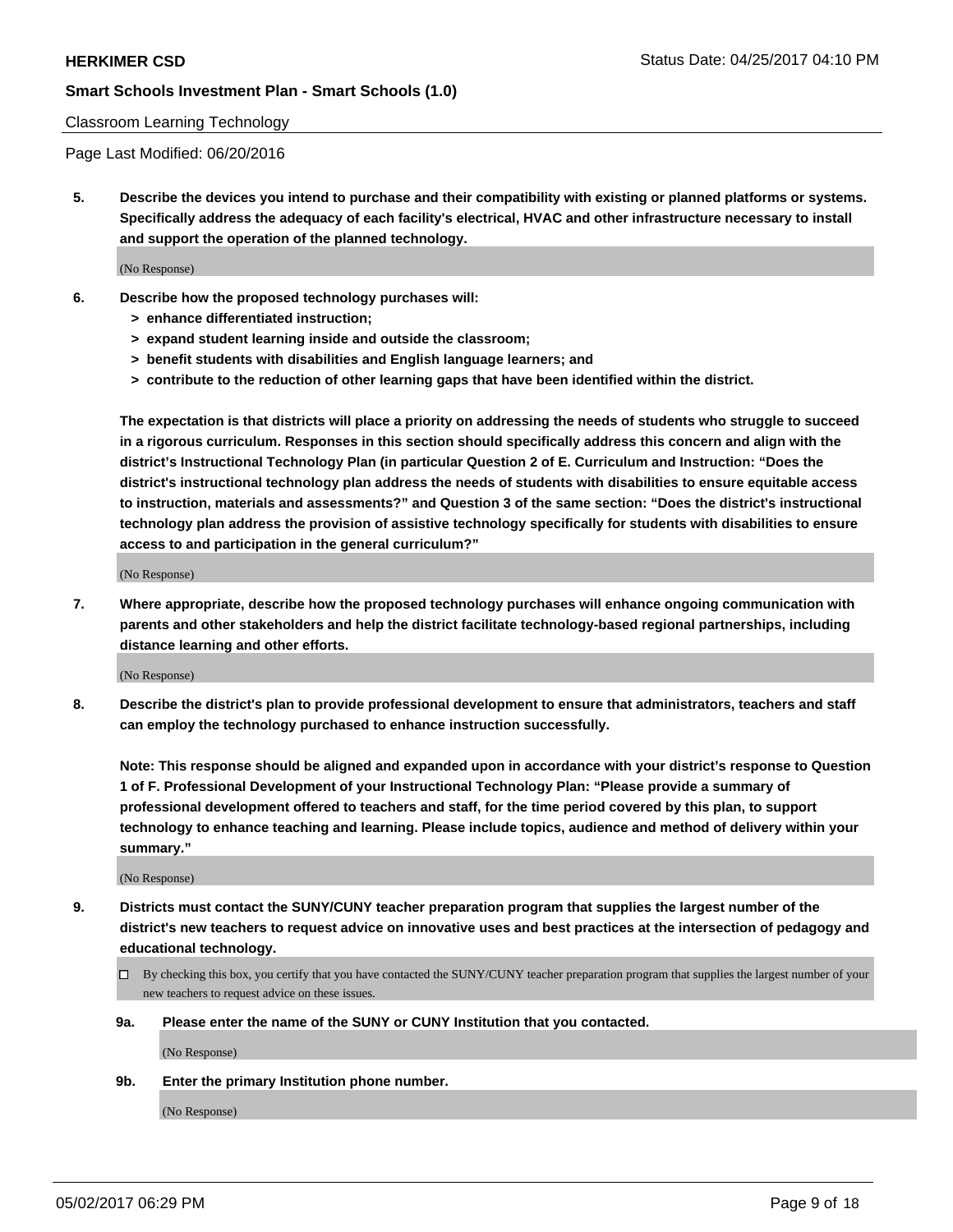Classroom Learning Technology

Page Last Modified: 06/20/2016

**5. Describe the devices you intend to purchase and their compatibility with existing or planned platforms or systems. Specifically address the adequacy of each facility's electrical, HVAC and other infrastructure necessary to install and support the operation of the planned technology.**

(No Response)

**6. Describe how the proposed technology purchases will:**
- **> enhance differentiated instruction;**
- **> expand student learning inside and outside the classroom;**
- **> benefit students with disabilities and English language learners; and**
- **> contribute to the reduction of other learning gaps that have been identified within the district.**

**The expectation is that districts will place a priority on addressing the needs of students who struggle to succeed in a rigorous curriculum. Responses in this section should specifically address this concern and align with the district's Instructional Technology Plan (in particular Question 2 of E. Curriculum and Instruction: "Does the district's instructional technology plan address the needs of students with disabilities to ensure equitable access to instruction, materials and assessments?" and Question 3 of the same section: "Does the district's instructional technology plan address the provision of assistive technology specifically for students with disabilities to ensure access to and participation in the general curriculum?"**

(No Response)

**7. Where appropriate, describe how the proposed technology purchases will enhance ongoing communication with parents and other stakeholders and help the district facilitate technology-based regional partnerships, including distance learning and other efforts.**

(No Response)

**8. Describe the district's plan to provide professional development to ensure that administrators, teachers and staff can employ the technology purchased to enhance instruction successfully.**

**Note: This response should be aligned and expanded upon in accordance with your district's response to Question 1 of F. Professional Development of your Instructional Technology Plan: "Please provide a summary of professional development offered to teachers and staff, for the time period covered by this plan, to support technology to enhance teaching and learning. Please include topics, audience and method of delivery within your summary."**

(No Response)

**9. Districts must contact the SUNY/CUNY teacher preparation program that supplies the largest number of the district's new teachers to request advice on innovative uses and best practices at the intersection of pedagogy and educational technology.**

☐ By checking this box, you certify that you have contacted the SUNY/CUNY teacher preparation program that supplies the largest number of your new teachers to request advice on these issues.

**9a. Please enter the name of the SUNY or CUNY Institution that you contacted.**

(No Response)

**9b. Enter the primary Institution phone number.**

(No Response)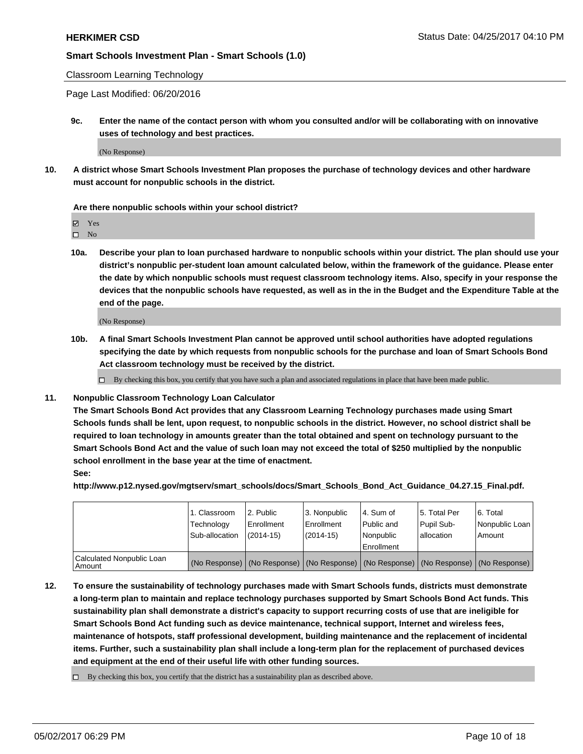Classroom Learning Technology

Page Last Modified: 06/20/2016

**9c. Enter the name of the contact person with whom you consulted and/or will be collaborating with on innovative uses of technology and best practices.**

(No Response)

**10. A district whose Smart Schools Investment Plan proposes the purchase of technology devices and other hardware must account for nonpublic schools in the district.**

**Are there nonpublic schools within your school district?**

☑ Yes
☐ No

**10a. Describe your plan to loan purchased hardware to nonpublic schools within your district. The plan should use your district's nonpublic per-student loan amount calculated below, within the framework of the guidance. Please enter the date by which nonpublic schools must request classroom technology items. Also, specify in your response the devices that the nonpublic schools have requested, as well as in the in the Budget and the Expenditure Table at the end of the page.**

(No Response)

**10b. A final Smart Schools Investment Plan cannot be approved until school authorities have adopted regulations specifying the date by which requests from nonpublic schools for the purchase and loan of Smart Schools Bond Act classroom technology must be received by the district.**

☐ By checking this box, you certify that you have such a plan and associated regulations in place that have been made public.

**11. Nonpublic Classroom Technology Loan Calculator**

**The Smart Schools Bond Act provides that any Classroom Learning Technology purchases made using Smart Schools funds shall be lent, upon request, to nonpublic schools in the district. However, no school district shall be required to loan technology in amounts greater than the total obtained and spent on technology pursuant to the Smart Schools Bond Act and the value of such loan may not exceed the total of $250 multiplied by the nonpublic school enrollment in the base year at the time of enactment.**

**See:**

**http://www.p12.nysed.gov/mgtserv/smart_schools/docs/Smart_Schools_Bond_Act_Guidance_04.27.15_Final.pdf.**

| | 1. Classroom Technology Sub-allocation | 2. Public Enrollment (2014-15) | 3. Nonpublic Enrollment (2014-15) | 4. Sum of Public and Nonpublic Enrollment | 5. Total Per Pupil Sub-allocation | 6. Total Nonpublic Loan Amount |
|---|---|---|---|---|---|---|
| Calculated Nonpublic Loan Amount | (No Response) | (No Response) | (No Response) | (No Response) | (No Response) | (No Response) |

**12. To ensure the sustainability of technology purchases made with Smart Schools funds, districts must demonstrate a long-term plan to maintain and replace technology purchases supported by Smart Schools Bond Act funds. This sustainability plan shall demonstrate a district's capacity to support recurring costs of use that are ineligible for Smart Schools Bond Act funding such as device maintenance, technical support, Internet and wireless fees, maintenance of hotspots, staff professional development, building maintenance and the replacement of incidental items. Further, such a sustainability plan shall include a long-term plan for the replacement of purchased devices and equipment at the end of their useful life with other funding sources.**

☐ By checking this box, you certify that the district has a sustainability plan as described above.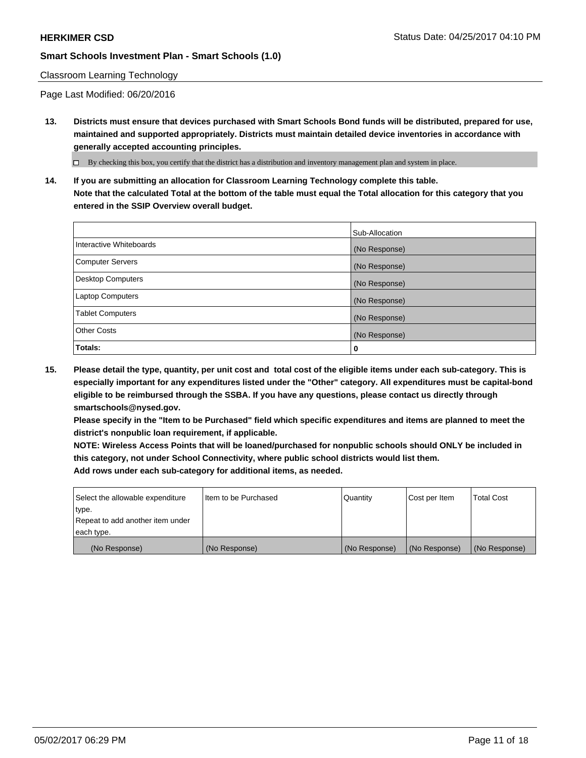Classroom Learning Technology

Page Last Modified: 06/20/2016

**13. Districts must ensure that devices purchased with Smart Schools Bond funds will be distributed, prepared for use, maintained and supported appropriately. Districts must maintain detailed device inventories in accordance with generally accepted accounting principles.**

☐ By checking this box, you certify that the district has a distribution and inventory management plan and system in place.

**14. If you are submitting an allocation for Classroom Learning Technology complete this table. Note that the calculated Total at the bottom of the table must equal the Total allocation for this category that you entered in the SSIP Overview overall budget.**

| | Sub-Allocation |
|---|---|
| Interactive Whiteboards | (No Response) |
| Computer Servers | (No Response) |
| Desktop Computers | (No Response) |
| Laptop Computers | (No Response) |
| Tablet Computers | (No Response) |
| Other Costs | (No Response) |
| **Totals:** | **0** |

**15. Please detail the type, quantity, per unit cost and total cost of the eligible items under each sub-category. This is especially important for any expenditures listed under the "Other" category. All expenditures must be capital-bond eligible to be reimbursed through the SSBA. If you have any questions, please contact us directly through smartschools@nysed.gov.**
**Please specify in the "Item to be Purchased" field which specific expenditures and items are planned to meet the district's nonpublic loan requirement, if applicable.**
**NOTE: Wireless Access Points that will be loaned/purchased for nonpublic schools should ONLY be included in this category, not under School Connectivity, where public school districts would list them.**
**Add rows under each sub-category for additional items, as needed.**

| Select the allowable expenditure type. Repeat to add another item under each type. | Item to be Purchased | Quantity | Cost per Item | Total Cost |
|---|---|---|---|---|
| (No Response) | (No Response) | (No Response) | (No Response) | (No Response) |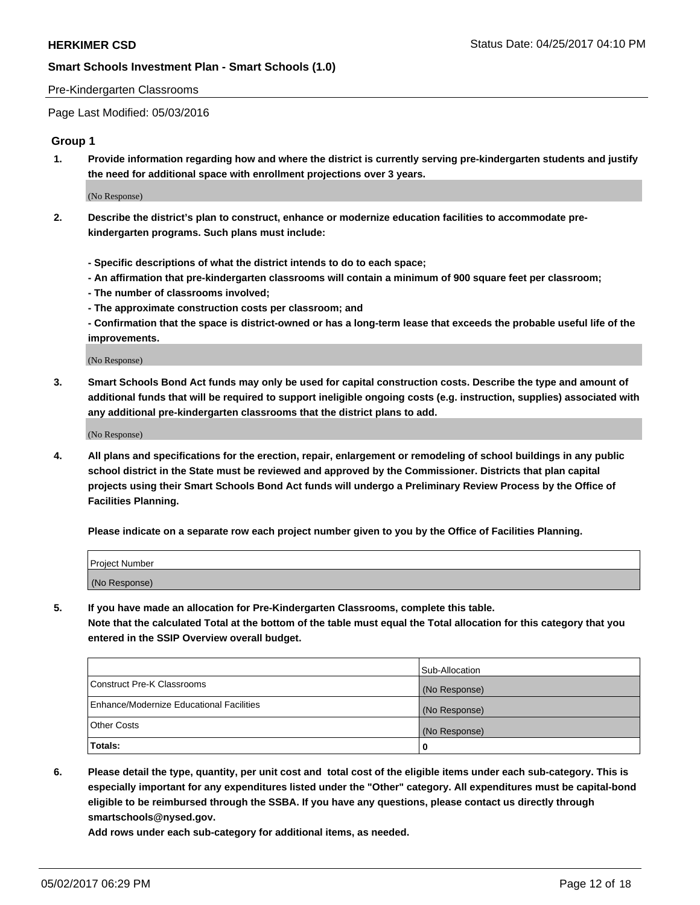Pre-Kindergarten Classrooms

Page Last Modified: 05/03/2016

## Group 1

**1. Provide information regarding how and where the district is currently serving pre-kindergarten students and justify the need for additional space with enrollment projections over 3 years.**

(No Response)

**2. Describe the district's plan to construct, enhance or modernize education facilities to accommodate pre-kindergarten programs. Such plans must include:**

**- Specific descriptions of what the district intends to do to each space;**
**- An affirmation that pre-kindergarten classrooms will contain a minimum of 900 square feet per classroom;**
**- The number of classrooms involved;**
**- The approximate construction costs per classroom; and**
**- Confirmation that the space is district-owned or has a long-term lease that exceeds the probable useful life of the improvements.**

(No Response)

**3. Smart Schools Bond Act funds may only be used for capital construction costs. Describe the type and amount of additional funds that will be required to support ineligible ongoing costs (e.g. instruction, supplies) associated with any additional pre-kindergarten classrooms that the district plans to add.**

(No Response)

**4. All plans and specifications for the erection, repair, enlargement or remodeling of school buildings in any public school district in the State must be reviewed and approved by the Commissioner. Districts that plan capital projects using their Smart Schools Bond Act funds will undergo a Preliminary Review Process by the Office of Facilities Planning.**

**Please indicate on a separate row each project number given to you by the Office of Facilities Planning.**

| Project Number |
| --- |
| (No Response) |

**5. If you have made an allocation for Pre-Kindergarten Classrooms, complete this table.**
**Note that the calculated Total at the bottom of the table must equal the Total allocation for this category that you entered in the SSIP Overview overall budget.**

| | Sub-Allocation |
| --- | --- |
| Construct Pre-K Classrooms | (No Response) |
| Enhance/Modernize Educational Facilities | (No Response) |
| Other Costs | (No Response) |
| **Totals:** | **0** |

**6. Please detail the type, quantity, per unit cost and total cost of the eligible items under each sub-category. This is especially important for any expenditures listed under the "Other" category. All expenditures must be capital-bond eligible to be reimbursed through the SSBA. If you have any questions, please contact us directly through smartschools@nysed.gov.**
**Add rows under each sub-category for additional items, as needed.**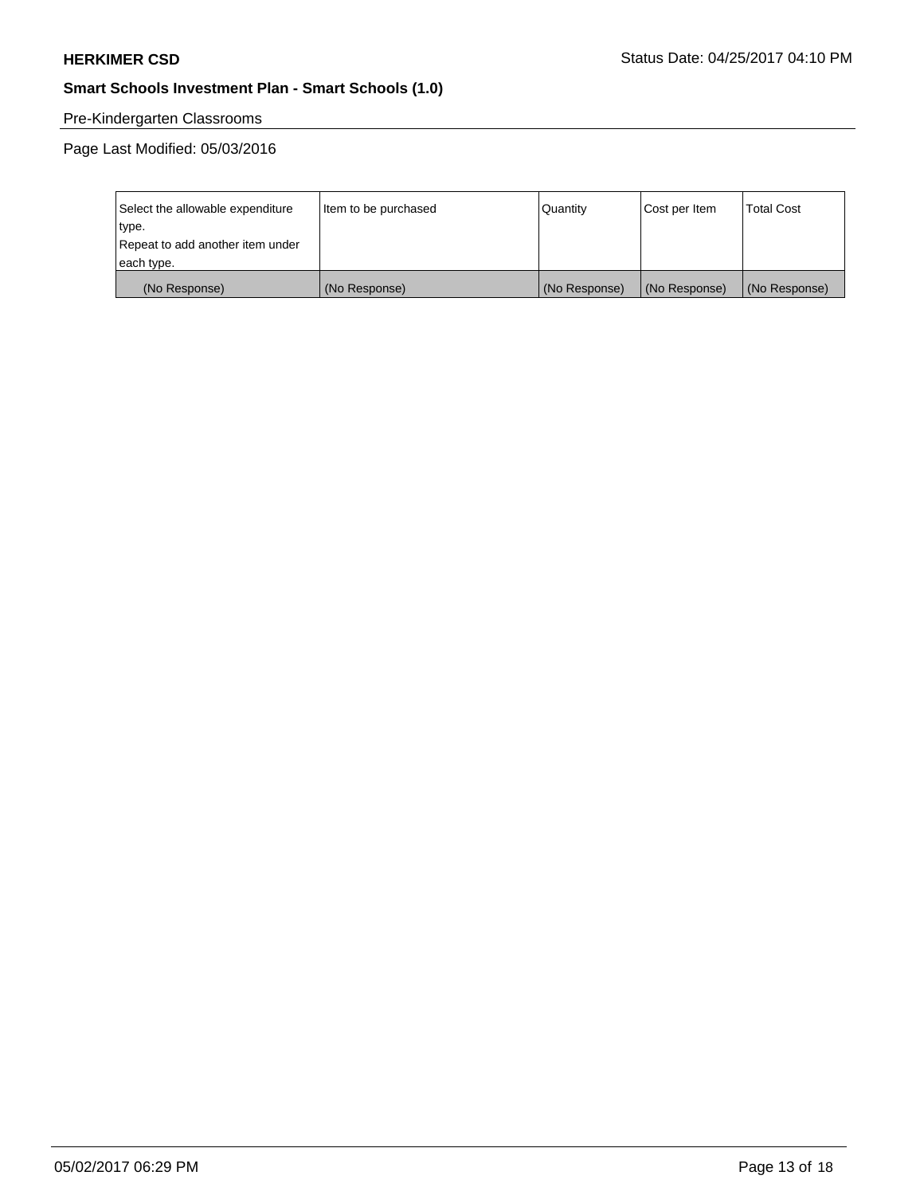Pre-Kindergarten Classrooms

Page Last Modified: 05/03/2016

| Select the allowable expenditure type. Repeat to add another item under each type. | Item to be purchased | Quantity | Cost per Item | Total Cost |
| --- | --- | --- | --- | --- |
| (No Response) | (No Response) | (No Response) | (No Response) | (No Response) |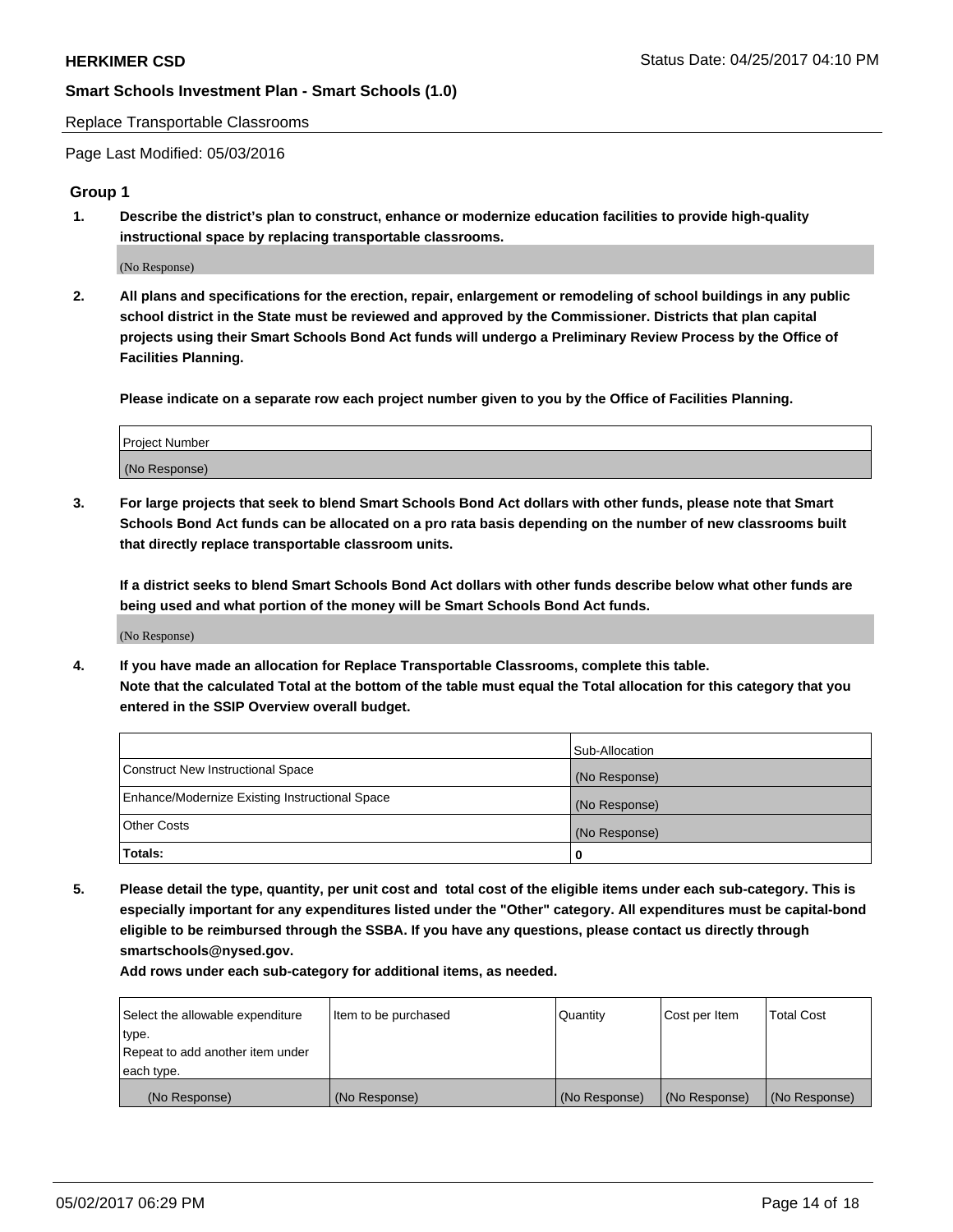Replace Transportable Classrooms

Page Last Modified: 05/03/2016

## Group 1

**1. Describe the district's plan to construct, enhance or modernize education facilities to provide high-quality instructional space by replacing transportable classrooms.**

(No Response)

**2. All plans and specifications for the erection, repair, enlargement or remodeling of school buildings in any public school district in the State must be reviewed and approved by the Commissioner. Districts that plan capital projects using their Smart Schools Bond Act funds will undergo a Preliminary Review Process by the Office of Facilities Planning.**

**Please indicate on a separate row each project number given to you by the Office of Facilities Planning.**

| Project Number |
|---|
| (No Response) |

**3. For large projects that seek to blend Smart Schools Bond Act dollars with other funds, please note that Smart Schools Bond Act funds can be allocated on a pro rata basis depending on the number of new classrooms built that directly replace transportable classroom units.**

**If a district seeks to blend Smart Schools Bond Act dollars with other funds describe below what other funds are being used and what portion of the money will be Smart Schools Bond Act funds.**

(No Response)

**4. If you have made an allocation for Replace Transportable Classrooms, complete this table. Note that the calculated Total at the bottom of the table must equal the Total allocation for this category that you entered in the SSIP Overview overall budget.**

| | Sub-Allocation |
|---|---|
| Construct New Instructional Space | (No Response) |
| Enhance/Modernize Existing Instructional Space | (No Response) |
| Other Costs | (No Response) |
| **Totals:** | **0** |

**5. Please detail the type, quantity, per unit cost and total cost of the eligible items under each sub-category. This is especially important for any expenditures listed under the "Other" category. All expenditures must be capital-bond eligible to be reimbursed through the SSBA. If you have any questions, please contact us directly through smartschools@nysed.gov.**

**Add rows under each sub-category for additional items, as needed.**

| Select the allowable expenditure type. Repeat to add another item under each type. | Item to be purchased | Quantity | Cost per Item | Total Cost |
|---|---|---|---|---|
| (No Response) | (No Response) | (No Response) | (No Response) | (No Response) |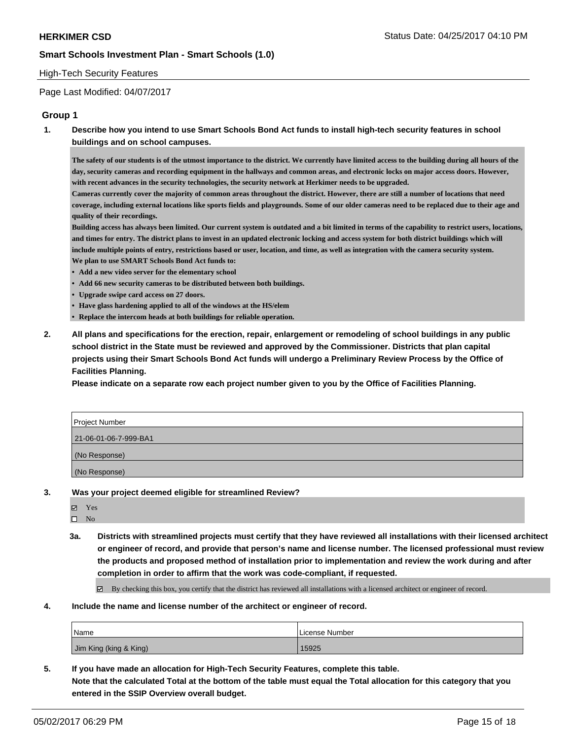## High-Tech Security Features

Page Last Modified: 04/07/2017

### Group 1

**1. Describe how you intend to use Smart Schools Bond Act funds to install high-tech security features in school buildings and on school campuses.**

**The safety of our students is of the utmost importance to the district. We currently have limited access to the building during all hours of the day, security cameras and recording equipment in the hallways and common areas, and electronic locks on major access doors. However, with recent advances in the security technologies, the security network at Herkimer needs to be upgraded.**
**Cameras currently cover the majority of common areas throughout the district. However, there are still a number of locations that need coverage, including external locations like sports fields and playgrounds. Some of our older cameras need to be replaced due to their age and quality of their recordings.**
**Building access has always been limited. Our current system is outdated and a bit limited in terms of the capability to restrict users, locations, and times for entry. The district plans to invest in an updated electronic locking and access system for both district buildings which will include multiple points of entry, restrictions based or user, location, and time, as well as integration with the camera security system.**
**We plan to use SMART Schools Bond Act funds to:**

- **Add a new video server for the elementary school**
- **Add 66 new security cameras to be distributed between both buildings.**
- **Upgrade swipe card access on 27 doors.**
- **Have glass hardening applied to all of the windows at the HS/elem**
- **Replace the intercom heads at both buildings for reliable operation.**

**2. All plans and specifications for the erection, repair, enlargement or remodeling of school buildings in any public school district in the State must be reviewed and approved by the Commissioner. Districts that plan capital projects using their Smart Schools Bond Act funds will undergo a Preliminary Review Process by the Office of Facilities Planning.**
**Please indicate on a separate row each project number given to you by the Office of Facilities Planning.**

| Project Number |
|---|
| 21-06-01-06-7-999-BA1 |
| (No Response) |
| (No Response) |

**3. Was your project deemed eligible for streamlined Review?**

- ☑ Yes
- ☐ No

**3a. Districts with streamlined projects must certify that they have reviewed all installations with their licensed architect or engineer of record, and provide that person's name and license number. The licensed professional must review the products and proposed method of installation prior to implementation and review the work during and after completion in order to affirm that the work was code-compliant, if requested.**

- ☑ By checking this box, you certify that the district has reviewed all installations with a licensed architect or engineer of record.

**4. Include the name and license number of the architect or engineer of record.**

| Name | License Number |
|---|---|
| Jim King (king & King) | 15925 |

**5. If you have made an allocation for High-Tech Security Features, complete this table.**
**Note that the calculated Total at the bottom of the table must equal the Total allocation for this category that you entered in the SSIP Overview overall budget.**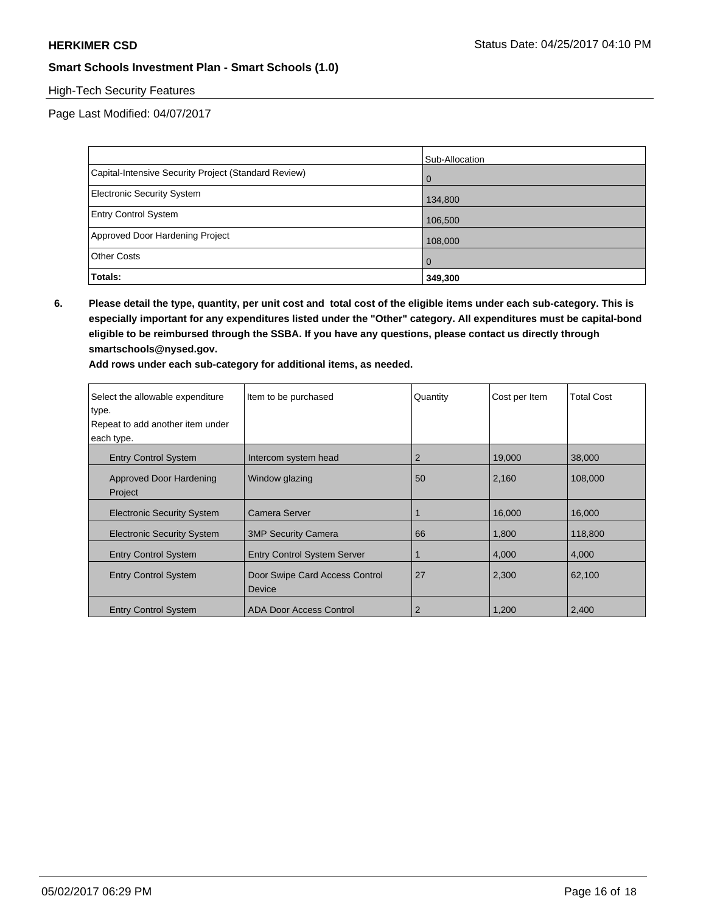## High-Tech Security Features

Page Last Modified: 04/07/2017

| | Sub-Allocation |
|---|---|
| Capital-Intensive Security Project (Standard Review) | 0 |
| Electronic Security System | 134,800 |
| Entry Control System | 106,500 |
| Approved Door Hardening Project | 108,000 |
| Other Costs | 0 |
| **Totals:** | **349,300** |

**6. Please detail the type, quantity, per unit cost and total cost of the eligible items under each sub-category. This is especially important for any expenditures listed under the "Other" category. All expenditures must be capital-bond eligible to be reimbursed through the SSBA. If you have any questions, please contact us directly through smartschools@nysed.gov.**

**Add rows under each sub-category for additional items, as needed.**

| Select the allowable expenditure type. Repeat to add another item under each type. | Item to be purchased | Quantity | Cost per Item | Total Cost |
|---|---|---|---|---|
| Entry Control System | Intercom system head | 2 | 19,000 | 38,000 |
| Approved Door Hardening Project | Window glazing | 50 | 2,160 | 108,000 |
| Electronic Security System | Camera Server | 1 | 16,000 | 16,000 |
| Electronic Security System | 3MP Security Camera | 66 | 1,800 | 118,800 |
| Entry Control System | Entry Control System Server | 1 | 4,000 | 4,000 |
| Entry Control System | Door Swipe Card Access Control Device | 27 | 2,300 | 62,100 |
| Entry Control System | ADA Door Access Control | 2 | 1,200 | 2,400 |